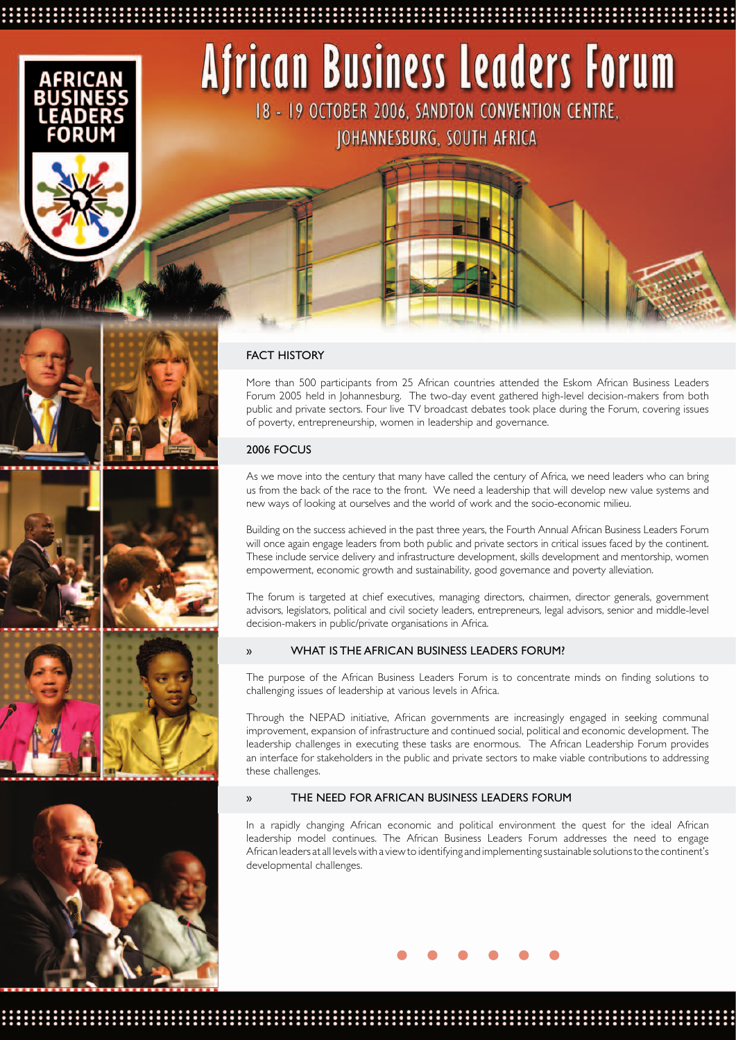# African Business Leaders Forum

18 - 19 OCTOBER 2006, SANDTON CONVENTION CENTRE, JOHANNESBURG, SOUTH AFRICA

## FACT HISTORY

More than 500 participants from 25 African countries attended the Eskom African Business Leaders Forum 2005 held in Johannesburg. The two-day event gathered high-level decision-makers from both public and private sectors. Four live TV broadcast debates took place during the Forum, covering issues of poverty, entrepreneurship, women in leadership and governance.

## 2006 FOCUS

As we move into the century that many have called the century of Africa, we need leaders who can bring us from the back of the race to the front. We need a leadership that will develop new value systems and new ways of looking at ourselves and the world of work and the socio-economic milieu.

Building on the success achieved in the past three years, the Fourth Annual African Business Leaders Forum will once again engage leaders from both public and private sectors in critical issues faced by the continent. These include service delivery and infrastructure development, skills development and mentorship, women empowerment, economic growth and sustainability, good governance and poverty alleviation.

The forum is targeted at chief executives, managing directors, chairmen, director generals, government advisors, legislators, political and civil society leaders, entrepreneurs, legal advisors, senior and middle-level decision-makers in public/private organisations in Africa.

## » WHAT IS THE AFRICAN BUSINESS LEADERS FORUM?

The purpose of the African Business Leaders Forum is to concentrate minds on finding solutions to challenging issues of leadership at various levels in Africa.

Through the NEPAD initiative, African governments are increasingly engaged in seeking communal improvement, expansion of infrastructure and continued social, political and economic development. The leadership challenges in executing these tasks are enormous. The African Leadership Forum provides an interface for stakeholders in the public and private sectors to make viable contributions to addressing these challenges.

## » THE NEED FOR AFRICAN BUSINESS LEADERS FORUM

In a rapidly changing African economic and political environment the quest for the ideal African leadership model continues. The African Business Leaders Forum addresses the need to engage African leaders at all levels with a view to identifying and implementing sustainable solutions to the continent's developmental challenges.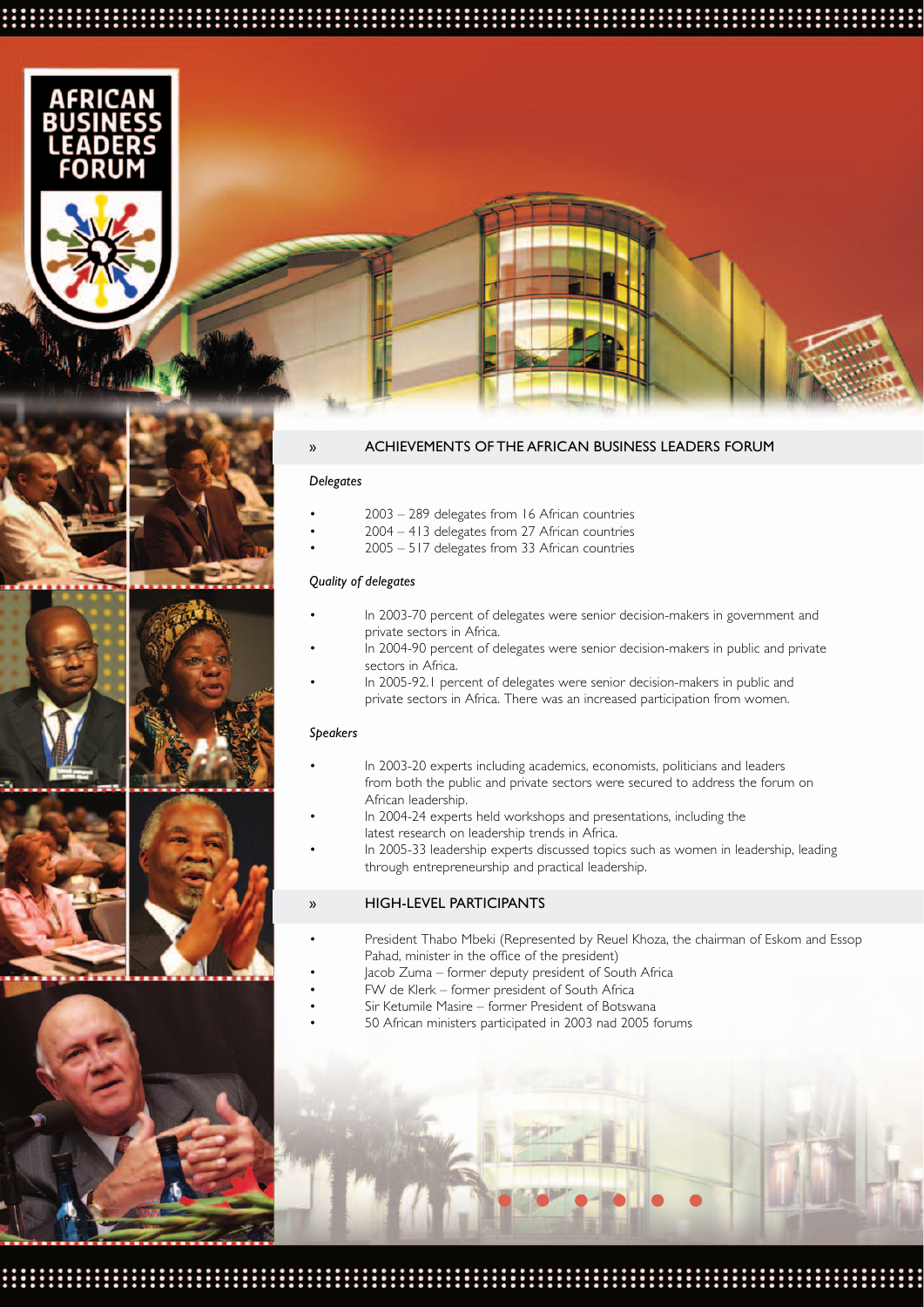AFRICAN BUSINESS LEADERS FORUM

## » ACHIEVEMENTS OF THE AFRICAN BUSINESS LEADERS FORUM

*Delegates*

- 2003 – 289 delegates from 16 African countries
- 2004 – 413 delegates from 27 African countries
- 2005 – 517 delegates from 33 African countries

*Quality of delegates*

- In 2003-70 percent of delegates were senior decision-makers in government and private sectors in Africa.
- In 2004-90 percent of delegates were senior decision-makers in public and private sectors in Africa.
- In 2005-92.1 percent of delegates were senior decision-makers in public and private sectors in Africa. There was an increased participation from women.

*Speakers*

- In 2003-20 experts including academics, economists, politicians and leaders from both the public and private sectors were secured to address the forum on African leadership.
- In 2004-24 experts held workshops and presentations, including the latest research on leadership trends in Africa.
- In 2005-33 leadership experts discussed topics such as women in leadership, leading through entrepreneurship and practical leadership.

## » HIGH-LEVEL PARTICIPANTS

- President Thabo Mbeki (Represented by Reuel Khoza, the chairman of Eskom and Essop Pahad, minister in the office of the president)
- Jacob Zuma – former deputy president of South Africa
- FW de Klerk – former president of South Africa
- Sir Ketumile Masire – former President of Botswana
- 50 African ministers participated in 2003 nad 2005 forums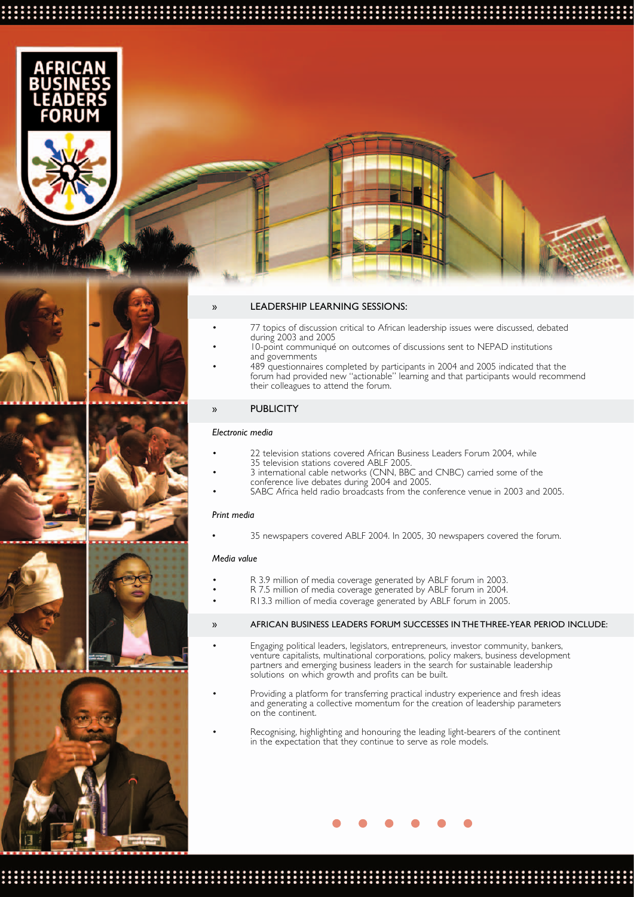AFRICAN BUSINESS LEADERS FORUM

## » LEADERSHIP LEARNING SESSIONS:

- 77 topics of discussion critical to African leadership issues were discussed, debated during 2003 and 2005
- 10-point communiqué on outcomes of discussions sent to NEPAD institutions and governments
- 489 questionnaires completed by participants in 2004 and 2005 indicated that the forum had provided new "actionable" learning and that participants would recommend their colleagues to attend the forum.

## » PUBLICITY

*Electronic media*

- 22 television stations covered African Business Leaders Forum 2004, while 35 television stations covered ABLF 2005.
- 3 international cable networks (CNN, BBC and CNBC) carried some of the conference live debates during 2004 and 2005.
- SABC Africa held radio broadcasts from the conference venue in 2003 and 2005.

*Print media*

- 35 newspapers covered ABLF 2004. In 2005, 30 newspapers covered the forum.

*Media value*

- R 3.9 million of media coverage generated by ABLF forum in 2003.
- R 7.5 million of media coverage generated by ABLF forum in 2004.
- R13.3 million of media coverage generated by ABLF forum in 2005.

## » AFRICAN BUSINESS LEADERS FORUM SUCCESSES IN THE THREE-YEAR PERIOD INCLUDE:

- Engaging political leaders, legislators, entrepreneurs, investor community, bankers, venture capitalists, multinational corporations, policy makers, business development partners and emerging business leaders in the search for sustainable leadership solutions on which growth and profits can be built.
- Providing a platform for transferring practical industry experience and fresh ideas and generating a collective momentum for the creation of leadership parameters on the continent.
- Recognising, highlighting and honouring the leading light-bearers of the continent in the expectation that they continue to serve as role models.